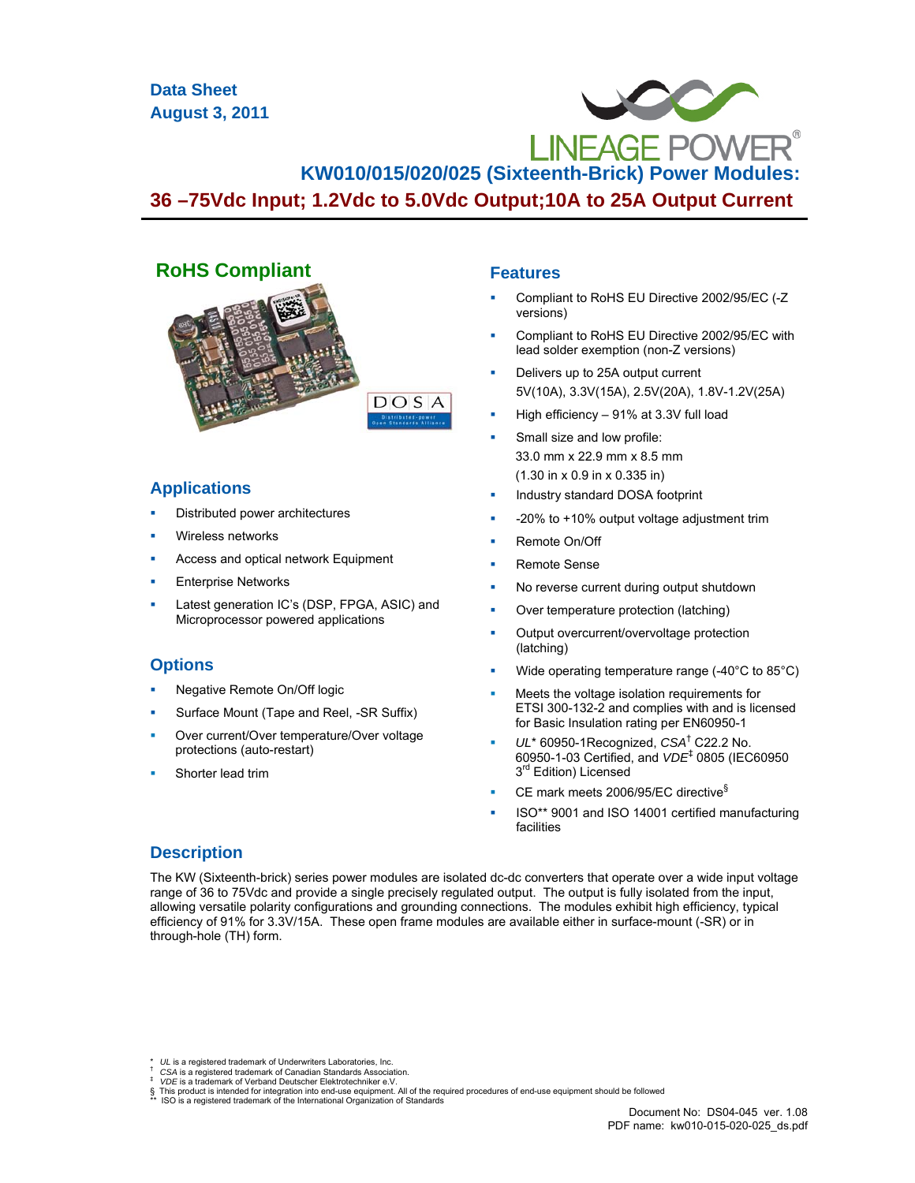Data Sheet
August 3, 2011

# KW010/015/020/025 (Sixteenth-Brick) Power Modules:
## 36 –75Vdc Input; 1.2Vdc to 5.0Vdc Output;10A to 25A Output Current

### RoHS Compliant

### Applications

- Distributed power architectures
- Wireless networks
- Access and optical network Equipment
- Enterprise Networks
- Latest generation IC's (DSP, FPGA, ASIC) and Microprocessor powered applications

### Options

- Negative Remote On/Off logic
- Surface Mount (Tape and Reel, -SR Suffix)
- Over current/Over temperature/Over voltage protections (auto-restart)
- Shorter lead trim

### Features

- Compliant to RoHS EU Directive 2002/95/EC (-Z versions)
- Compliant to RoHS EU Directive 2002/95/EC with lead solder exemption (non-Z versions)
- Delivers up to 25A output current
  5V(10A), 3.3V(15A), 2.5V(20A), 1.8V-1.2V(25A)
- High efficiency – 91% at 3.3V full load
- Small size and low profile:
  33.0 mm x 22.9 mm x 8.5 mm
  (1.30 in x 0.9 in x 0.335 in)
- Industry standard DOSA footprint
- -20% to +10% output voltage adjustment trim
- Remote On/Off
- Remote Sense
- No reverse current during output shutdown
- Over temperature protection (latching)
- Output overcurrent/overvoltage protection (latching)
- Wide operating temperature range (-40°C to 85°C)
- Meets the voltage isolation requirements for ETSI 300-132-2 and complies with and is licensed for Basic Insulation rating per EN60950-1
- *UL** 60950-1Recognized, *CSA*† C22.2 No. 60950-1-03 Certified, and *VDE*‡ 0805 (IEC60950 3rd Edition) Licensed
- CE mark meets 2006/95/EC directive§
- ISO** 9001 and ISO 14001 certified manufacturing facilities

### Description

The KW (Sixteenth-brick) series power modules are isolated dc-dc converters that operate over a wide input voltage range of 36 to 75Vdc and provide a single precisely regulated output. The output is fully isolated from the input, allowing versatile polarity configurations and grounding connections. The modules exhibit high efficiency, typical efficiency of 91% for 3.3V/15A. These open frame modules are available either in surface-mount (-SR) or in through-hole (TH) form.

\* *UL* is a registered trademark of Underwriters Laboratories, Inc.
† *CSA* is a registered trademark of Canadian Standards Association.
‡ *VDE* is a trademark of Verband Deutscher Elektrotechniker e.V.
§ This product is intended for integration into end-use equipment. All of the required procedures of end-use equipment should be followed
\** ISO is a registered trademark of the International Organization of Standards

Document No: DS04-045 ver. 1.08
PDF name: kw010-015-020-025_ds.pdf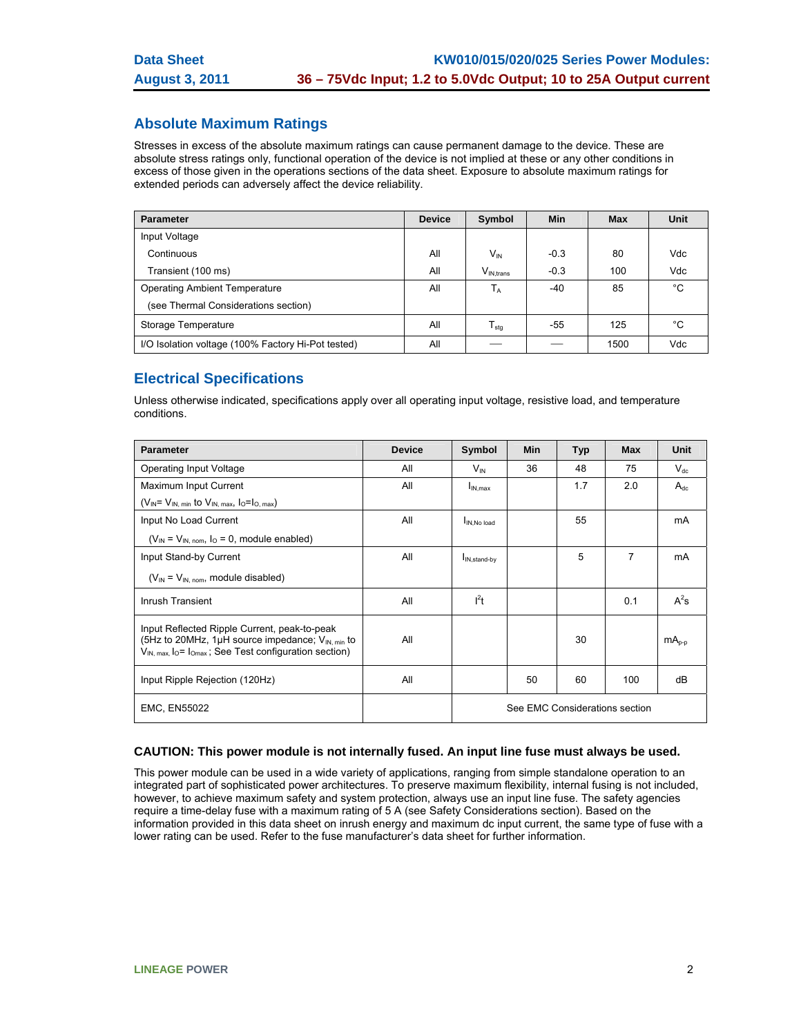## Absolute Maximum Ratings

Stresses in excess of the absolute maximum ratings can cause permanent damage to the device. These are absolute stress ratings only, functional operation of the device is not implied at these or any other conditions in excess of those given in the operations sections of the data sheet. Exposure to absolute maximum ratings for extended periods can adversely affect the device reliability.

| Parameter | Device | Symbol | Min | Max | Unit |
|---|---|---|---|---|---|
| Input Voltage | | | | | |
| Continuous | All | $V_{IN}$ | -0.3 | 80 | Vdc |
| Transient (100 ms) | All | $V_{IN,trans}$ | -0.3 | 100 | Vdc |
| Operating Ambient Temperature (see Thermal Considerations section) | All | $T_A$ | -40 | 85 | °C |
| Storage Temperature | All | $T_{stg}$ | -55 | 125 | °C |
| I/O Isolation voltage (100% Factory Hi-Pot tested) | All | — | — | 1500 | Vdc |

## Electrical Specifications

Unless otherwise indicated, specifications apply over all operating input voltage, resistive load, and temperature conditions.

| Parameter | Device | Symbol | Min | Typ | Max | Unit |
|---|---|---|---|---|---|---|
| Operating Input Voltage | All | $V_{IN}$ | 36 | 48 | 75 | $V_{dc}$ |
| Maximum Input Current ($V_{IN}$= $V_{IN,\ min}$ to $V_{IN,\ max}$, $I_O$=$I_{O,\ max}$) | All | $I_{IN,max}$ | | 1.7 | 2.0 | $A_{dc}$ |
| Input No Load Current ($V_{IN}$ = $V_{IN,\ nom}$, $I_O$ = 0, module enabled) | All | $I_{IN,No\ load}$ | | 55 | | mA |
| Input Stand-by Current ($V_{IN}$ = $V_{IN,\ nom}$, module disabled) | All | $I_{IN,stand\text{-}by}$ | | 5 | 7 | mA |
| Inrush Transient | All | $I^2t$ | | | 0.1 | $A^2s$ |
| Input Reflected Ripple Current, peak-to-peak (5Hz to 20MHz, 1μH source impedance; $V_{IN,\ min}$ to $V_{IN,\ max}$, $I_O$= $I_{Omax}$ ; See Test configuration section) | All | | | 30 | | $mA_{p\text{-}p}$ |
| Input Ripple Rejection (120Hz) | All | | 50 | 60 | 100 | dB |
| EMC, EN55022 | | See EMC Considerations section | | | | |

**CAUTION: This power module is not internally fused. An input line fuse must always be used.**

This power module can be used in a wide variety of applications, ranging from simple standalone operation to an integrated part of sophisticated power architectures. To preserve maximum flexibility, internal fusing is not included, however, to achieve maximum safety and system protection, always use an input line fuse. The safety agencies require a time-delay fuse with a maximum rating of 5 A (see Safety Considerations section). Based on the information provided in this data sheet on inrush energy and maximum dc input current, the same type of fuse with a lower rating can be used. Refer to the fuse manufacturer's data sheet for further information.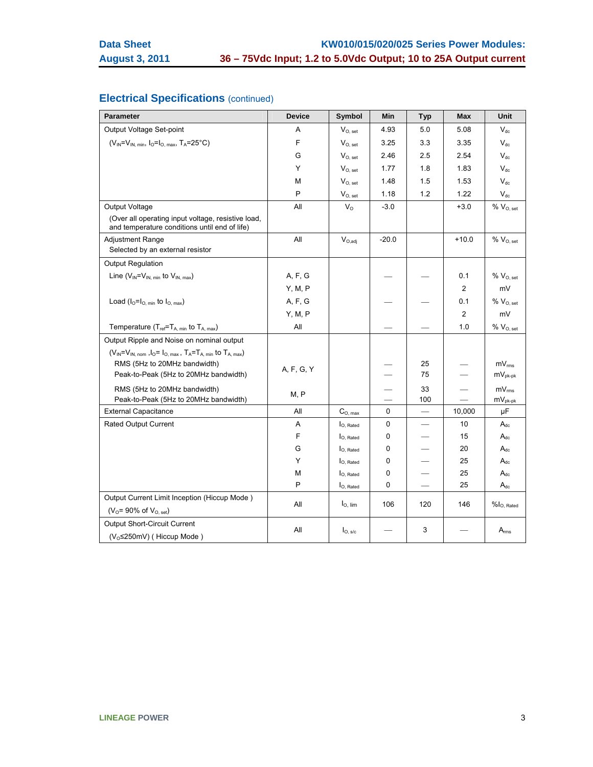## Electrical Specifications (continued)

| Parameter | Device | Symbol | Min | Typ | Max | Unit |
|---|---|---|---|---|---|---|
| Output Voltage Set-point | A | $V_{O, set}$ | 4.93 | 5.0 | 5.08 | $V_{dc}$ |
| ($V_{IN}$=$V_{IN, min}$, $I_O$=$I_{O, max}$, $T_A$=25°C) | F | $V_{O, set}$ | 3.25 | 3.3 | 3.35 | $V_{dc}$ |
| | G | $V_{O, set}$ | 2.46 | 2.5 | 2.54 | $V_{dc}$ |
| | Y | $V_{O, set}$ | 1.77 | 1.8 | 1.83 | $V_{dc}$ |
| | M | $V_{O, set}$ | 1.48 | 1.5 | 1.53 | $V_{dc}$ |
| | P | $V_{O, set}$ | 1.18 | 1.2 | 1.22 | $V_{dc}$ |
| Output Voltage (Over all operating input voltage, resistive load, and temperature conditions until end of life) | All | $V_O$ | -3.0 | | +3.0 | % $V_{O, set}$ |
| Adjustment Range Selected by an external resistor | All | $V_{O,adj}$ | -20.0 | | +10.0 | % $V_{O, set}$ |
| Output Regulation | | | | | | |
| Line ($V_{IN}$=$V_{IN, min}$ to $V_{IN, max}$) | A, F, G | | — | — | 0.1 | % $V_{O, set}$ |
| | Y, M, P | | | | 2 | mV |
| Load ($I_O$=$I_{O, min}$ to $I_{O, max}$) | A, F, G | | — | — | 0.1 | % $V_{O, set}$ |
| | Y, M, P | | | | 2 | mV |
| Temperature ($T_{ref}$=$T_{A, min}$ to $T_{A, max}$) | All | | — | — | 1.0 | % $V_{O, set}$ |
| Output Ripple and Noise on nominal output ($V_{IN}$=$V_{IN, nom}$ ,$I_O$= $I_{O, max}$ , $T_A$=$T_{A, min}$ to $T_{A, max}$) | | | | | | |
| RMS (5Hz to 20MHz bandwidth) | A, F, G, Y | | — | 25 | — | $mV_{rms}$ |
| Peak-to-Peak (5Hz to 20MHz bandwidth) | A, F, G, Y | | — | 75 | — | $mV_{pk-pk}$ |
| RMS (5Hz to 20MHz bandwidth) | M, P | | — | 33 | — | $mV_{rms}$ |
| Peak-to-Peak (5Hz to 20MHz bandwidth) | M, P | | — | 100 | — | $mV_{pk-pk}$ |
| External Capacitance | All | $C_{O, max}$ | 0 | — | 10,000 | μF |
| Rated Output Current | A | $I_{O, Rated}$ | 0 | — | 10 | $A_{dc}$ |
| | F | $I_{O, Rated}$ | 0 | — | 15 | $A_{dc}$ |
| | G | $I_{O, Rated}$ | 0 | — | 20 | $A_{dc}$ |
| | Y | $I_{O, Rated}$ | 0 | — | 25 | $A_{dc}$ |
| | M | $I_{O, Rated}$ | 0 | — | 25 | $A_{dc}$ |
| | P | $I_{O, Rated}$ | 0 | — | 25 | $A_{dc}$ |
| Output Current Limit Inception (Hiccup Mode ) ($V_O$= 90% of $V_{O, set}$) | All | $I_{O, lim}$ | 106 | 120 | 146 | %$I_{O, Rated}$ |
| Output Short-Circuit Current ($V_O$≤250mV) ( Hiccup Mode ) | All | $I_{O, s/c}$ | — | 3 | — | $A_{rms}$ |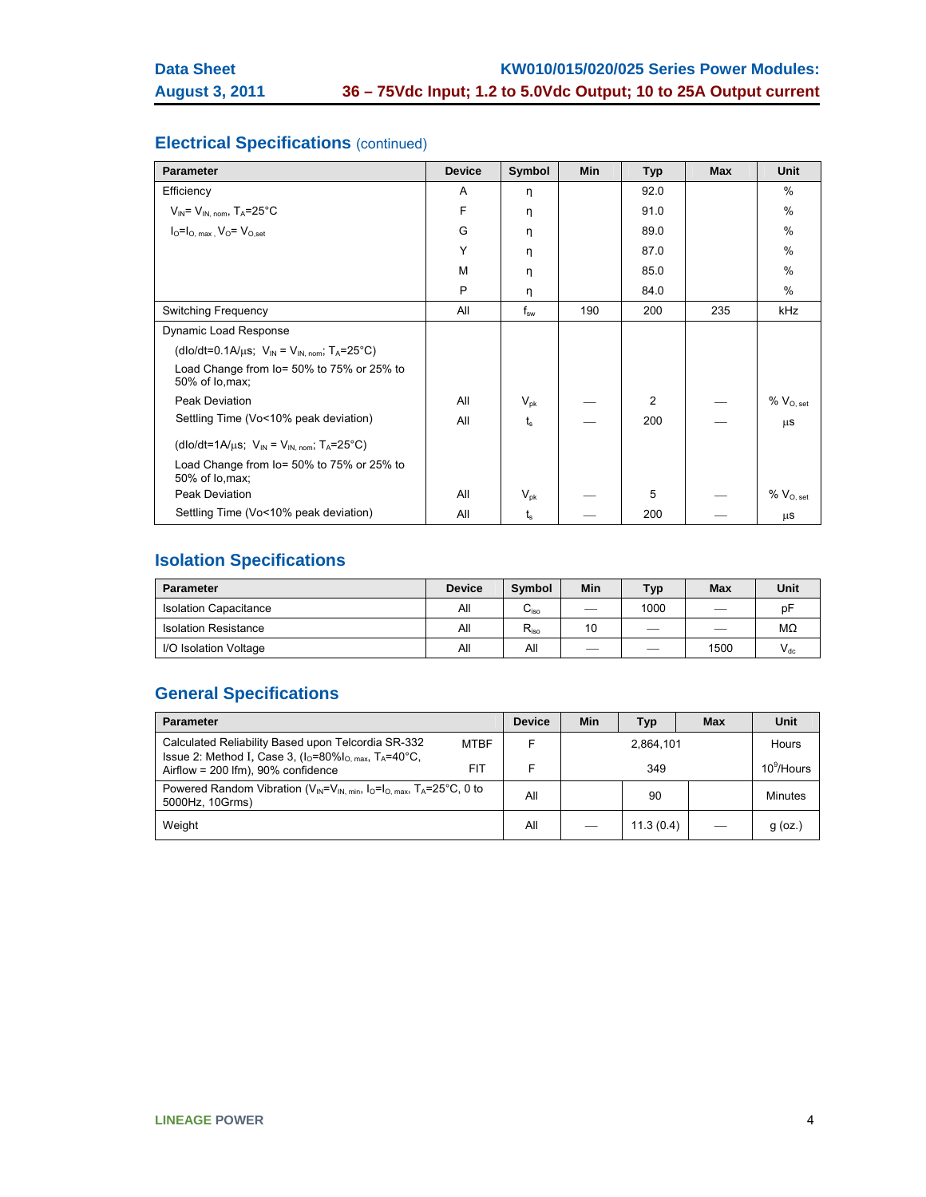## Electrical Specifications (continued)

| Parameter | Device | Symbol | Min | Typ | Max | Unit |
|---|---|---|---|---|---|---|
| Efficiency | A | η | | 92.0 | | % |
| $V_{IN}$= $V_{IN, nom}$, $T_A$=25°C | F | η | | 91.0 | | % |
| $I_O$=$I_{O, max}$, $V_O$= $V_{O,set}$ | G | η | | 89.0 | | % |
| | Y | η | | 87.0 | | % |
| | M | η | | 85.0 | | % |
| | P | η | | 84.0 | | % |
| Switching Frequency | All | $f_{sw}$ | 190 | 200 | 235 | kHz |
| Dynamic Load Response | | | | | | |
| (dIo/dt=0.1A/µs; $V_{IN}$ = $V_{IN, nom}$; $T_A$=25°C) | | | | | | |
| Load Change from Io= 50% to 75% or 25% to 50% of Io,max; | | | | | | |
| Peak Deviation | All | $V_{pk}$ | — | 2 | — | % $V_{O, set}$ |
| Settling Time (Vo<10% peak deviation) | All | $t_s$ | — | 200 | — | µs |
| (dIo/dt=1A/µs; $V_{IN}$ = $V_{IN, nom}$; $T_A$=25°C) | | | | | | |
| Load Change from Io= 50% to 75% or 25% to 50% of Io,max; | | | | | | |
| Peak Deviation | All | $V_{pk}$ | — | 5 | — | % $V_{O, set}$ |
| Settling Time (Vo<10% peak deviation) | All | $t_s$ | — | 200 | — | µs |

## Isolation Specifications

| Parameter | Device | Symbol | Min | Typ | Max | Unit |
|---|---|---|---|---|---|---|
| Isolation Capacitance | All | $C_{iso}$ | — | 1000 | — | pF |
| Isolation Resistance | All | $R_{iso}$ | 10 | — | — | MΩ |
| I/O Isolation Voltage | All | All | — | — | 1500 | $V_{dc}$ |

## General Specifications

| Parameter | | Device | Min | Typ | Max | Unit |
|---|---|---|---|---|---|---|
| Calculated Reliability Based upon Telcordia SR-332 Issue 2: Method I, Case 3, ($I_O$=80%$I_{O, max}$, $T_A$=40°C, Airflow = 200 lfm), 90% confidence | MTBF | F | | 2,864,101 | | Hours |
| | FIT | F | | 349 | | $10^9$/Hours |
| Powered Random Vibration ($V_{IN}$=$V_{IN, min}$, $I_O$=$I_{O, max}$, $T_A$=25°C, 0 to 5000Hz, 10Grms) | | All | | 90 | | Minutes |
| Weight | | All | — | 11.3 (0.4) | — | g (oz.) |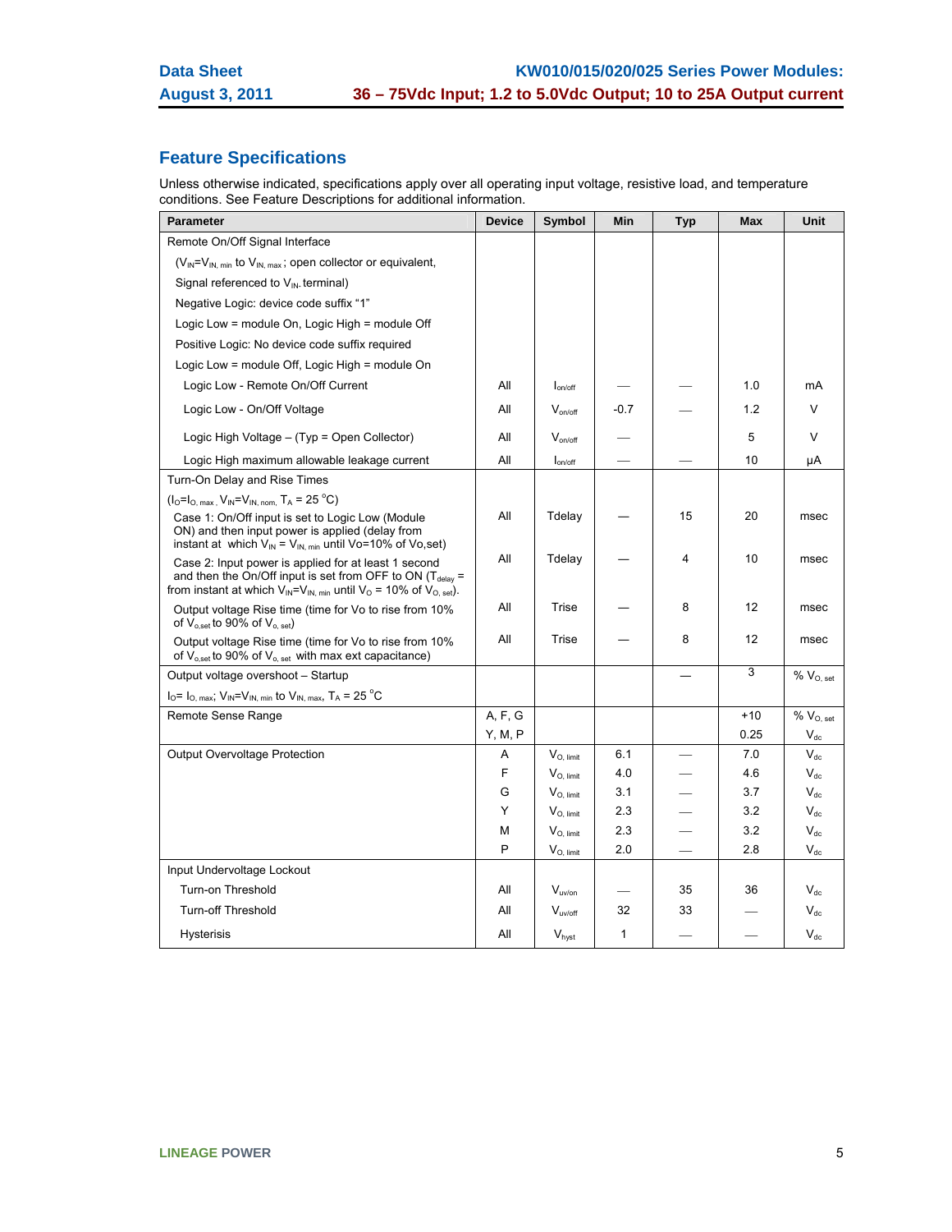## Feature Specifications

Unless otherwise indicated, specifications apply over all operating input voltage, resistive load, and temperature conditions. See Feature Descriptions for additional information.

| Parameter | Device | Symbol | Min | Typ | Max | Unit |
|---|---|---|---|---|---|---|
| Remote On/Off Signal Interface | | | | | | |
| ($V_{IN}$=$V_{IN,\,min}$ to $V_{IN,\,max}$ ; open collector or equivalent, | | | | | | |
| Signal referenced to $V_{IN-}$ terminal) | | | | | | |
| Negative Logic: device code suffix "1" | | | | | | |
| Logic Low = module On, Logic High = module Off | | | | | | |
| Positive Logic: No device code suffix required | | | | | | |
| Logic Low = module Off, Logic High = module On | | | | | | |
| Logic Low - Remote On/Off Current | All | $I_{on/off}$ | — | — | 1.0 | mA |
| Logic Low - On/Off Voltage | All | $V_{on/off}$ | -0.7 | — | 1.2 | V |
| Logic High Voltage – (Typ = Open Collector) | All | $V_{on/off}$ | — | | 5 | V |
| Logic High maximum allowable leakage current | All | $I_{on/off}$ | — | — | 10 | μA |
| Turn-On Delay and Rise Times | | | | | | |
| ($I_O$=$I_{O,\,max}$ , $V_{IN}$=$V_{IN,\,nom,}$ $T_A$ = 25 °C) | | | | | | |
| Case 1: On/Off input is set to Logic Low (Module ON) and then input power is applied (delay from instant at which $V_{IN}$ = $V_{IN,\,min}$ until Vo=10% of Vo,set) | All | Tdelay | — | 15 | 20 | msec |
| Case 2: Input power is applied for at least 1 second and then the On/Off input is set from OFF to ON ($T_{delay}$ = from instant at which $V_{IN}$=$V_{IN,\,min}$ until $V_O$ = 10% of $V_{O,\,set}$). | All | Tdelay | — | 4 | 10 | msec |
| Output voltage Rise time (time for Vo to rise from 10% of $V_{o,set}$ to 90% of $V_{o,\,set}$) | All | Trise | — | 8 | 12 | msec |
| Output voltage Rise time (time for Vo to rise from 10% of $V_{o,set}$ to 90% of $V_{o,\,set}$ with max ext capacitance) | All | Trise | — | 8 | 12 | msec |
| Output voltage overshoot – Startup | | | | — | 3 | % $V_{O,\,set}$ |
| $I_O$= $I_{O,\,max}$; $V_{IN}$=$V_{IN,\,min}$ to $V_{IN,\,max}$, $T_A$ = 25 °C | | | | | | |
| Remote Sense Range | A, F, G | | | | +10 | % $V_{O,\,set}$ |
| | Y, M, P | | | | 0.25 | $V_{dc}$ |
| Output Overvoltage Protection | A | $V_{O,\,limit}$ | 6.1 | — | 7.0 | $V_{dc}$ |
| | F | $V_{O,\,limit}$ | 4.0 | — | 4.6 | $V_{dc}$ |
| | G | $V_{O,\,limit}$ | 3.1 | — | 3.7 | $V_{dc}$ |
| | Y | $V_{O,\,limit}$ | 2.3 | — | 3.2 | $V_{dc}$ |
| | M | $V_{O,\,limit}$ | 2.3 | — | 3.2 | $V_{dc}$ |
| | P | $V_{O,\,limit}$ | 2.0 | — | 2.8 | $V_{dc}$ |
| Input Undervoltage Lockout | | | | | | |
| Turn-on Threshold | All | $V_{uv/on}$ | — | 35 | 36 | $V_{dc}$ |
| Turn-off Threshold | All | $V_{uv/off}$ | 32 | 33 | — | $V_{dc}$ |
| Hysterisis | All | $V_{hyst}$ | 1 | — | — | $V_{dc}$ |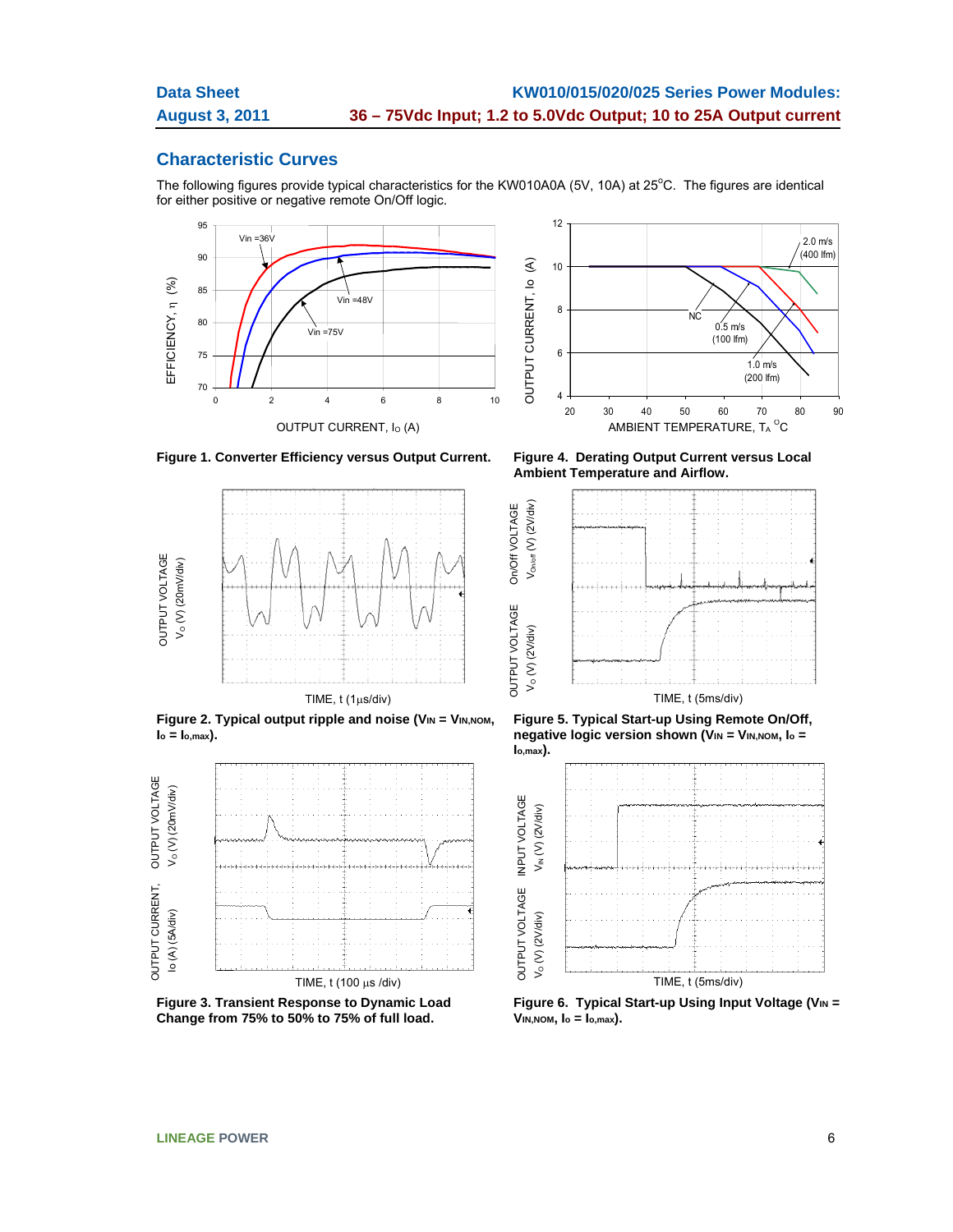## Characteristic Curves

The following figures provide typical characteristics for the KW010A0A (5V, 10A) at 25°C. The figures are identical for either positive or negative remote On/Off logic.

**Figure 1. Converter Efficiency versus Output Current.**

**Figure 4. Derating Output Current versus Local Ambient Temperature and Airflow.**

**Figure 2. Typical output ripple and noise ($V_{IN} = V_{IN,NOM}$, $I_o = I_{o,max}$).**

**Figure 5. Typical Start-up Using Remote On/Off, negative logic version shown ($V_{IN} = V_{IN,NOM}$, $I_o = I_{o,max}$).**

**Figure 3. Transient Response to Dynamic Load Change from 75% to 50% to 75% of full load.**

**Figure 6. Typical Start-up Using Input Voltage ($V_{IN} = V_{IN,NOM}$, $I_o = I_{o,max}$).**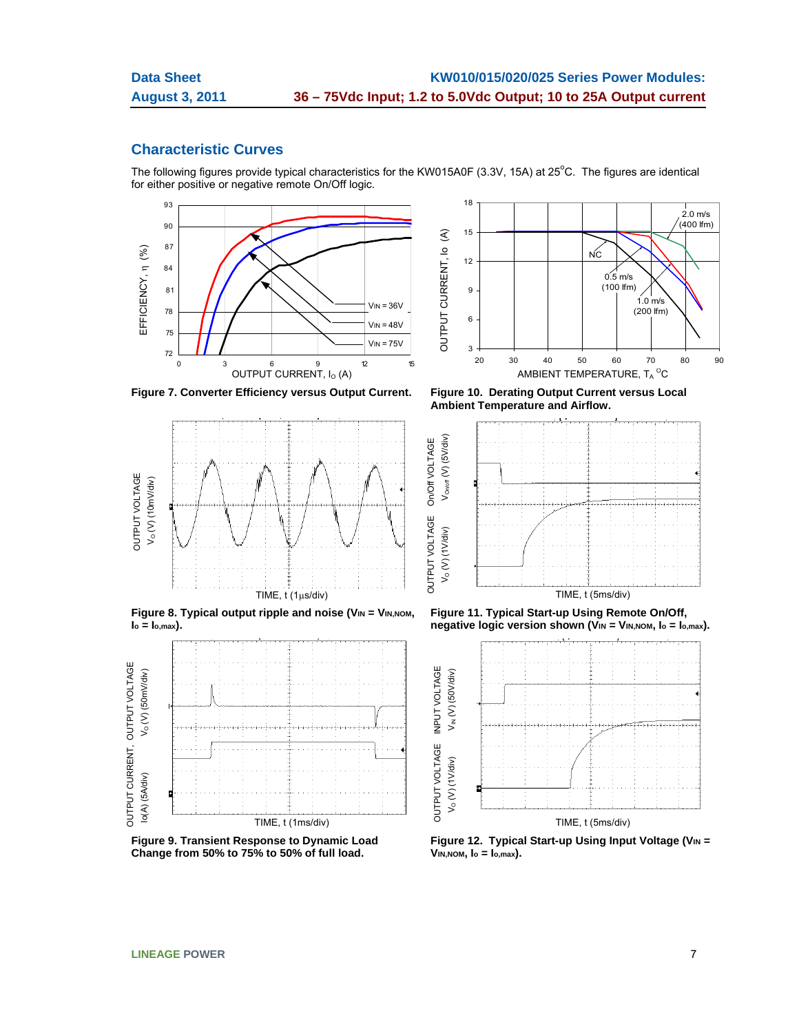## Characteristic Curves

The following figures provide typical characteristics for the KW015A0F (3.3V, 15A) at 25°C. The figures are identical for either positive or negative remote On/Off logic.

**Figure 7. Converter Efficiency versus Output Current.**

**Figure 10. Derating Output Current versus Local Ambient Temperature and Airflow.**

**Figure 8. Typical output ripple and noise ($V_{IN} = V_{IN,NOM}$, $I_o = I_{o,max}$).**

**Figure 11. Typical Start-up Using Remote On/Off, negative logic version shown ($V_{IN} = V_{IN,NOM}$, $I_o = I_{o,max}$).**

**Figure 9. Transient Response to Dynamic Load Change from 50% to 75% to 50% of full load.**

**Figure 12. Typical Start-up Using Input Voltage ($V_{IN} = V_{IN,NOM}$, $I_o = I_{o,max}$).**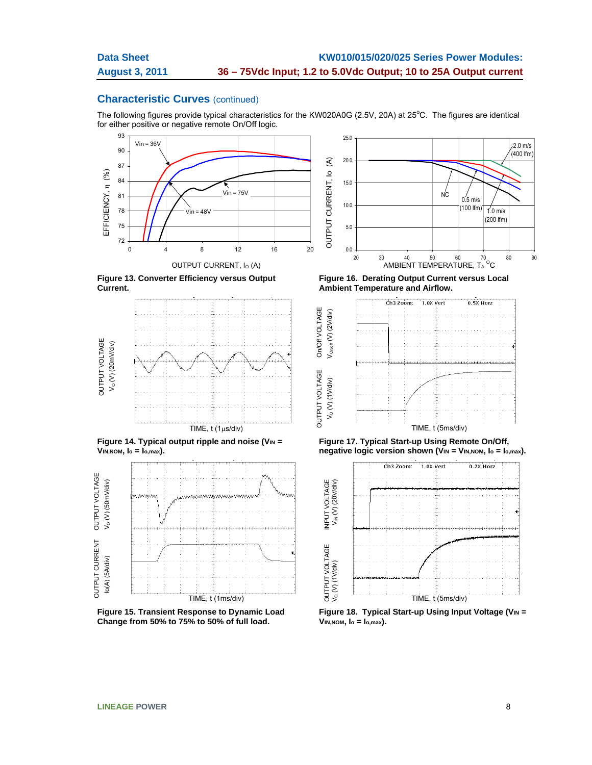## Characteristic Curves (continued)

The following figures provide typical characteristics for the KW020A0G (2.5V, 20A) at 25°C. The figures are identical for either positive or negative remote On/Off logic.

**Figure 13. Converter Efficiency versus Output Current.**

**Figure 16. Derating Output Current versus Local Ambient Temperature and Airflow.**

**Figure 14. Typical output ripple and noise ($V_{IN} = V_{IN,NOM}$, $I_o = I_{o,max}$).**

**Figure 17. Typical Start-up Using Remote On/Off, negative logic version shown ($V_{IN} = V_{IN,NOM}$, $I_o = I_{o,max}$).**

**Figure 15. Transient Response to Dynamic Load Change from 50% to 75% to 50% of full load.**

**Figure 18. Typical Start-up Using Input Voltage ($V_{IN} = V_{IN,NOM}$, $I_o = I_{o,max}$).**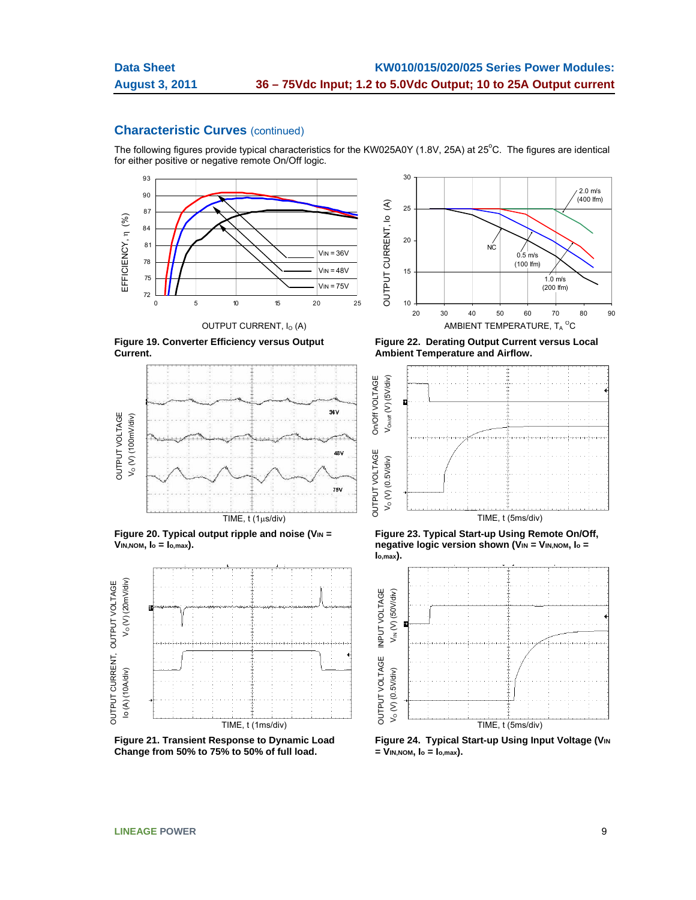## Characteristic Curves (continued)

The following figures provide typical characteristics for the KW025A0Y (1.8V, 25A) at 25°C. The figures are identical for either positive or negative remote On/Off logic.

**Figure 19. Converter Efficiency versus Output Current.**

**Figure 22. Derating Output Current versus Local Ambient Temperature and Airflow.**

**Figure 20. Typical output ripple and noise ($V_{IN}$ = $V_{IN,NOM}$, $I_o$ = $I_{o,max}$).**

**Figure 23. Typical Start-up Using Remote On/Off, negative logic version shown ($V_{IN}$ = $V_{IN,NOM}$, $I_o$ = $I_{o,max}$).**

**Figure 21. Transient Response to Dynamic Load Change from 50% to 75% to 50% of full load.**

**Figure 24. Typical Start-up Using Input Voltage ($V_{IN}$ = $V_{IN,NOM}$, $I_o$ = $I_{o,max}$).**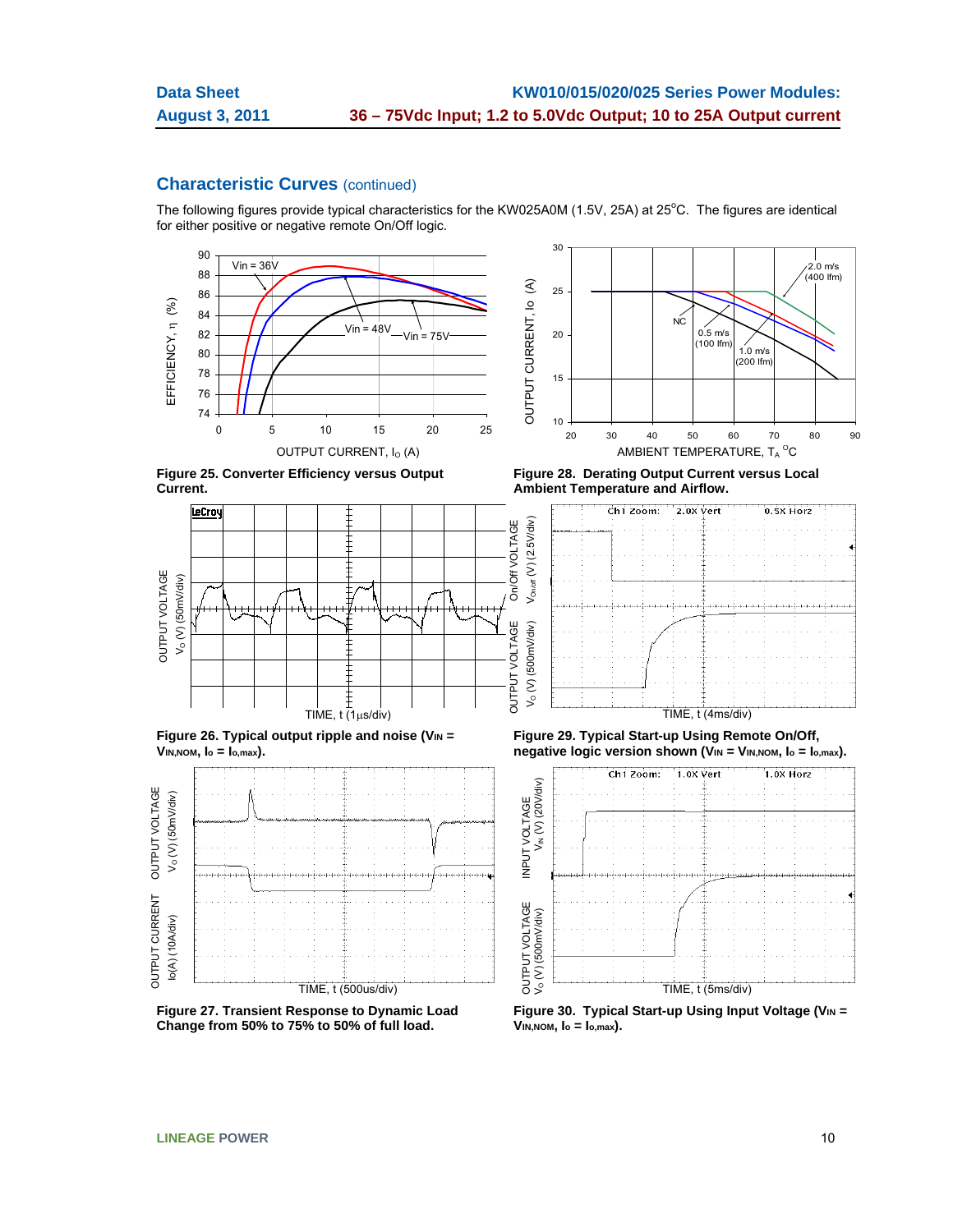## Characteristic Curves (continued)

The following figures provide typical characteristics for the KW025A0M (1.5V, 25A) at 25°C. The figures are identical for either positive or negative remote On/Off logic.

**Figure 25. Converter Efficiency versus Output Current.**

**Figure 28. Derating Output Current versus Local Ambient Temperature and Airflow.**

**Figure 26. Typical output ripple and noise ($V_{IN}$ = $V_{IN,NOM}$, $I_o$ = $I_{o,max}$).**

**Figure 29. Typical Start-up Using Remote On/Off, negative logic version shown ($V_{IN}$ = $V_{IN,NOM}$, $I_o$ = $I_{o,max}$).**

**Figure 27. Transient Response to Dynamic Load Change from 50% to 75% to 50% of full load.**

**Figure 30. Typical Start-up Using Input Voltage ($V_{IN}$ = $V_{IN,NOM}$, $I_o$ = $I_{o,max}$).**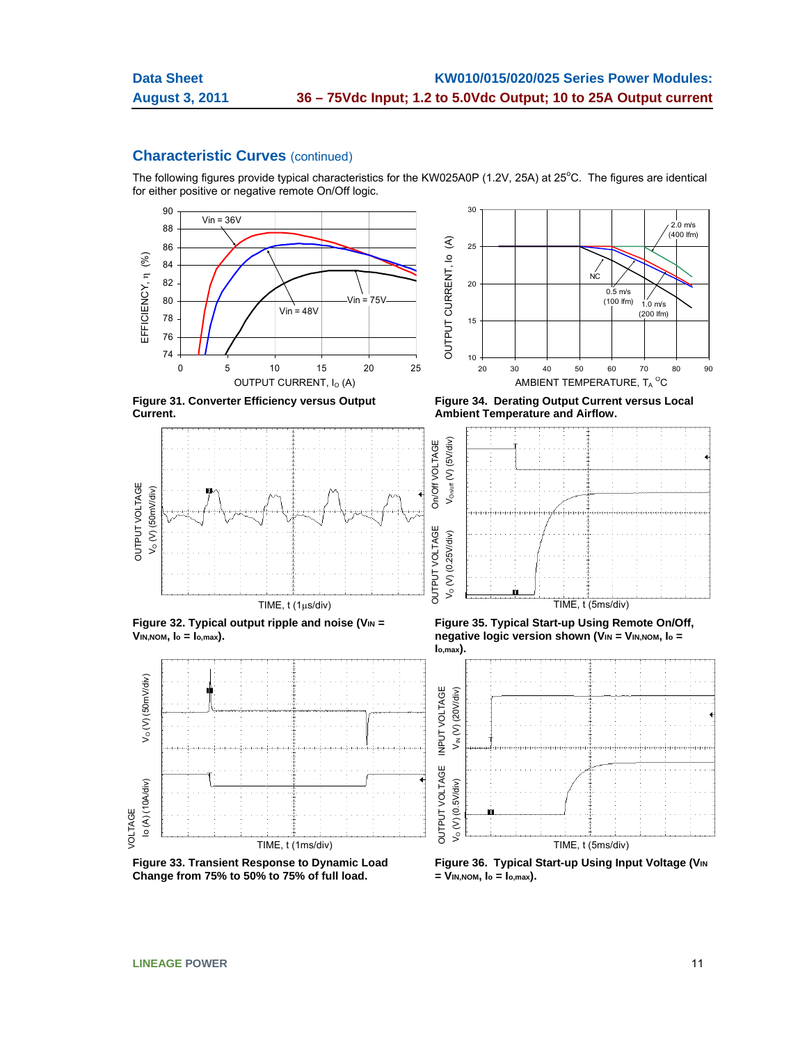## Characteristic Curves (continued)

The following figures provide typical characteristics for the KW025A0P (1.2V, 25A) at 25°C. The figures are identical for either positive or negative remote On/Off logic.

**Figure 31. Converter Efficiency versus Output Current.**

**Figure 34. Derating Output Current versus Local Ambient Temperature and Airflow.**

**Figure 32. Typical output ripple and noise ($V_{IN}$ = $V_{IN,NOM}$, $I_o$ = $I_{o,max}$).**

**Figure 35. Typical Start-up Using Remote On/Off, negative logic version shown ($V_{IN}$ = $V_{IN,NOM}$, $I_o$ = $I_{o,max}$).**

**Figure 33. Transient Response to Dynamic Load Change from 75% to 50% to 75% of full load.**

**Figure 36. Typical Start-up Using Input Voltage ($V_{IN}$ = $V_{IN,NOM}$, $I_o$ = $I_{o,max}$).**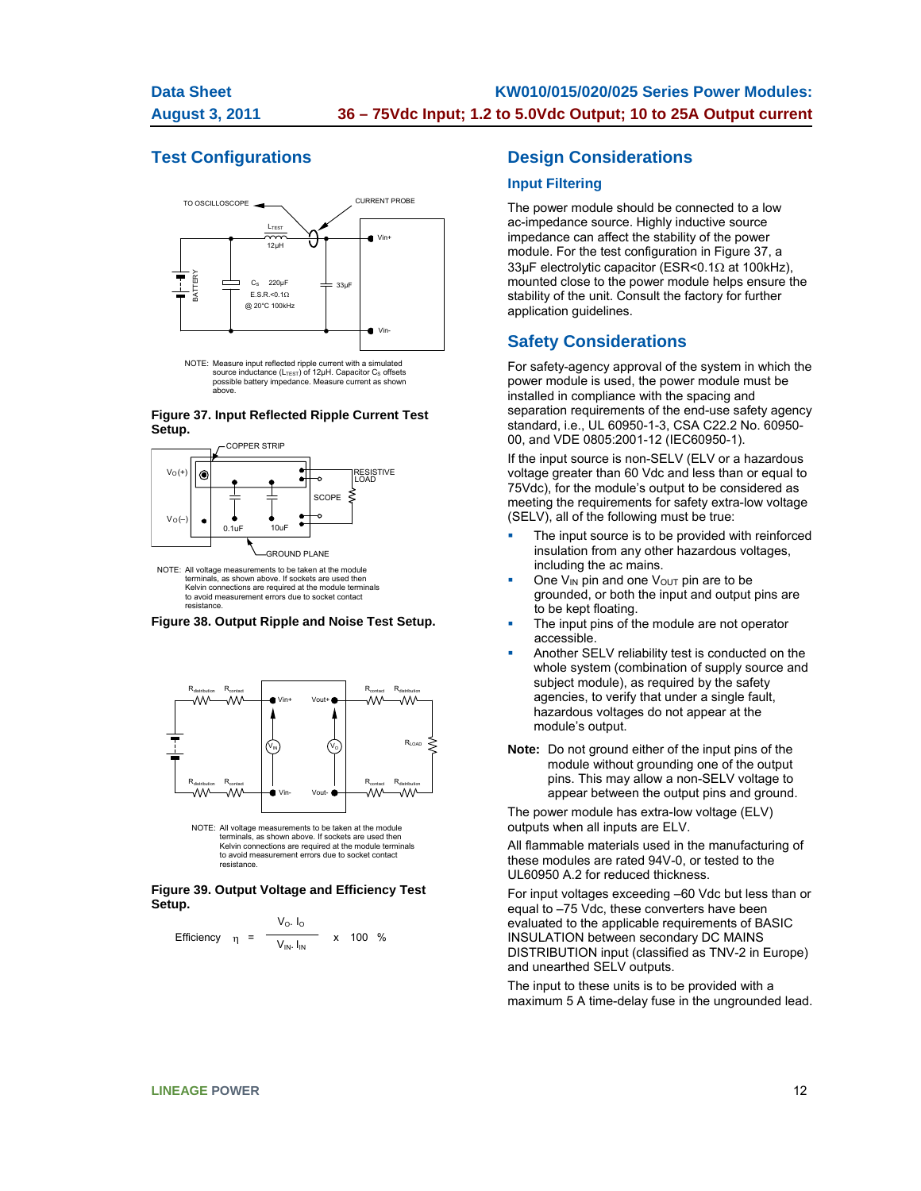## Test Configurations

NOTE: Measure input reflected ripple current with a simulated source inductance ($L_{TEST}$) of 12μH. Capacitor $C_S$ offsets possible battery impedance. Measure current as shown above.

**Figure 37. Input Reflected Ripple Current Test Setup.**

NOTE: All voltage measurements to be taken at the module terminals, as shown above. If sockets are used then Kelvin connections are required at the module terminals to avoid measurement errors due to socket contact resistance.

**Figure 38. Output Ripple and Noise Test Setup.**

NOTE: All voltage measurements to be taken at the module terminals, as shown above. If sockets are used then Kelvin connections are required at the module terminals to avoid measurement errors due to socket contact resistance.

**Figure 39. Output Voltage and Efficiency Test Setup.**

$$\text{Efficiency} \quad \eta = \frac{V_O \cdot I_O}{V_{IN} \cdot I_{IN}} \times 100 \quad \%$$

## Design Considerations

### Input Filtering

The power module should be connected to a low ac-impedance source. Highly inductive source impedance can affect the stability of the power module. For the test configuration in Figure 37, a 33μF electrolytic capacitor (ESR<0.1Ω at 100kHz), mounted close to the power module helps ensure the stability of the unit. Consult the factory for further application guidelines.

## Safety Considerations

For safety-agency approval of the system in which the power module is used, the power module must be installed in compliance with the spacing and separation requirements of the end-use safety agency standard, i.e., UL 60950-1-3, CSA C22.2 No. 60950-00, and VDE 0805:2001-12 (IEC60950-1).

If the input source is non-SELV (ELV or a hazardous voltage greater than 60 Vdc and less than or equal to 75Vdc), for the module's output to be considered as meeting the requirements for safety extra-low voltage (SELV), all of the following must be true:

- The input source is to be provided with reinforced insulation from any other hazardous voltages, including the ac mains.
- One $V_{IN}$ pin and one $V_{OUT}$ pin are to be grounded, or both the input and output pins are to be kept floating.
- The input pins of the module are not operator accessible.
- Another SELV reliability test is conducted on the whole system (combination of supply source and subject module), as required by the safety agencies, to verify that under a single fault, hazardous voltages do not appear at the module's output.

**Note:** Do not ground either of the input pins of the module without grounding one of the output pins. This may allow a non-SELV voltage to appear between the output pins and ground.

The power module has extra-low voltage (ELV) outputs when all inputs are ELV.

All flammable materials used in the manufacturing of these modules are rated 94V-0, or tested to the UL60950 A.2 for reduced thickness.

For input voltages exceeding –60 Vdc but less than or equal to –75 Vdc, these converters have been evaluated to the applicable requirements of BASIC INSULATION between secondary DC MAINS DISTRIBUTION input (classified as TNV-2 in Europe) and unearthed SELV outputs.

The input to these units is to be provided with a maximum 5 A time-delay fuse in the ungrounded lead.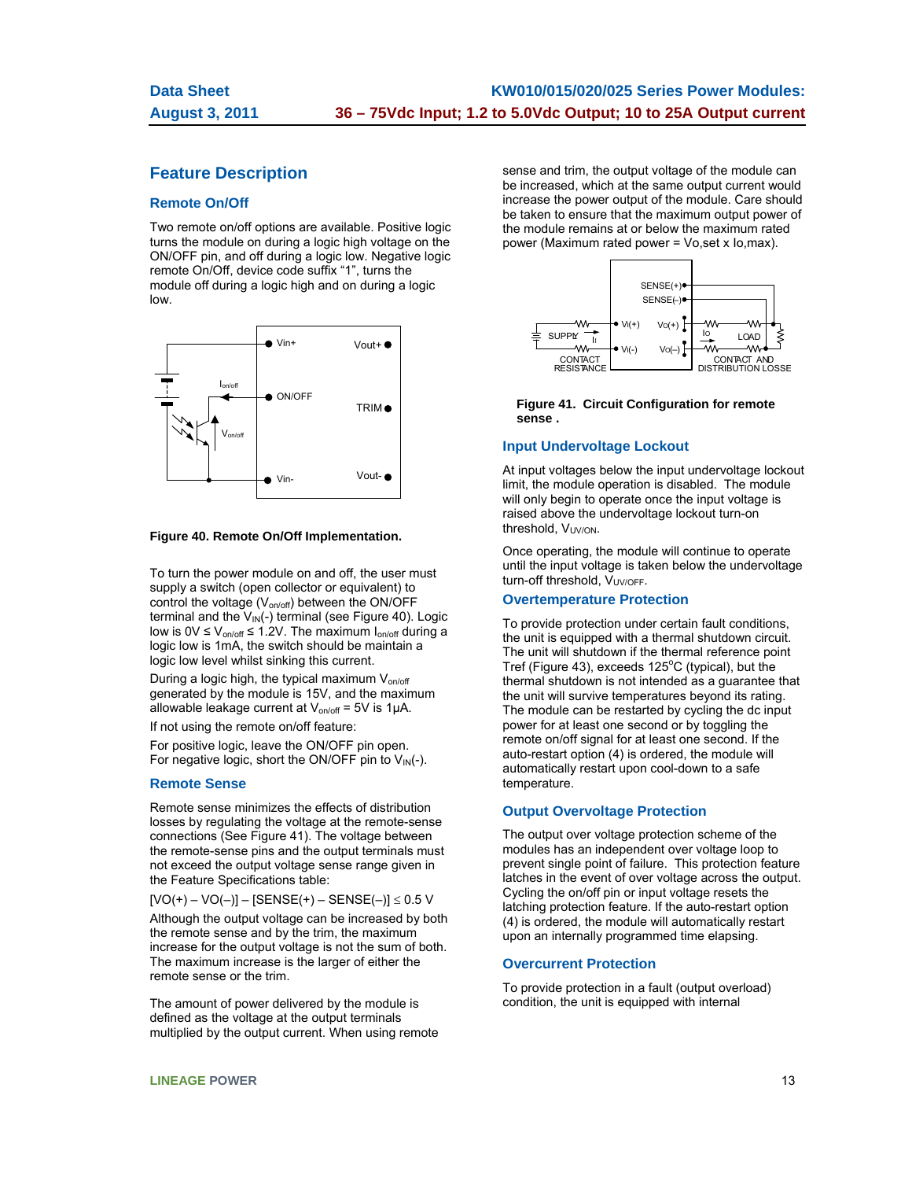## Feature Description

### Remote On/Off

Two remote on/off options are available. Positive logic turns the module on during a logic high voltage on the ON/OFF pin, and off during a logic low. Negative logic remote On/Off, device code suffix "1", turns the module off during a logic high and on during a logic low.

**Figure 40. Remote On/Off Implementation.**

To turn the power module on and off, the user must supply a switch (open collector or equivalent) to control the voltage ($V_{on/off}$) between the ON/OFF terminal and the $V_{IN}$(-) terminal (see Figure 40). Logic low is $0V \leq V_{on/off} \leq 1.2V$. The maximum $I_{on/off}$ during a logic low is 1mA, the switch should be maintain a logic low level whilst sinking this current.

During a logic high, the typical maximum $V_{on/off}$ generated by the module is 15V, and the maximum allowable leakage current at $V_{on/off}$ = 5V is 1μA.

If not using the remote on/off feature:

For positive logic, leave the ON/OFF pin open.
For negative logic, short the ON/OFF pin to $V_{IN}$(-).

### Remote Sense

Remote sense minimizes the effects of distribution losses by regulating the voltage at the remote-sense connections (See Figure 41). The voltage between the remote-sense pins and the output terminals must not exceed the output voltage sense range given in the Feature Specifications table:

$$[VO(+) - VO(-)] - [SENSE(+) - SENSE(-)] \leq 0.5 \text{ V}$$

Although the output voltage can be increased by both the remote sense and by the trim, the maximum increase for the output voltage is not the sum of both. The maximum increase is the larger of either the remote sense or the trim.

The amount of power delivered by the module is defined as the voltage at the output terminals multiplied by the output current. When using remote sense and trim, the output voltage of the module can be increased, which at the same output current would increase the power output of the module. Care should be taken to ensure that the maximum output power of the module remains at or below the maximum rated power (Maximum rated power = Vo,set x Io,max).

**Figure 41. Circuit Configuration for remote sense .**

### Input Undervoltage Lockout

At input voltages below the input undervoltage lockout limit, the module operation is disabled. The module will only begin to operate once the input voltage is raised above the undervoltage lockout turn-on threshold, $V_{UV/ON}$.

Once operating, the module will continue to operate until the input voltage is taken below the undervoltage turn-off threshold, $V_{UV/OFF}$.

### Overtemperature Protection

To provide protection under certain fault conditions, the unit is equipped with a thermal shutdown circuit. The unit will shutdown if the thermal reference point Tref (Figure 43), exceeds 125°C (typical), but the thermal shutdown is not intended as a guarantee that the unit will survive temperatures beyond its rating. The module can be restarted by cycling the dc input power for at least one second or by toggling the remote on/off signal for at least one second. If the auto-restart option (4) is ordered, the module will automatically restart upon cool-down to a safe temperature.

### Output Overvoltage Protection

The output over voltage protection scheme of the modules has an independent over voltage loop to prevent single point of failure. This protection feature latches in the event of over voltage across the output. Cycling the on/off pin or input voltage resets the latching protection feature. If the auto-restart option (4) is ordered, the module will automatically restart upon an internally programmed time elapsing.

### Overcurrent Protection

To provide protection in a fault (output overload) condition, the unit is equipped with internal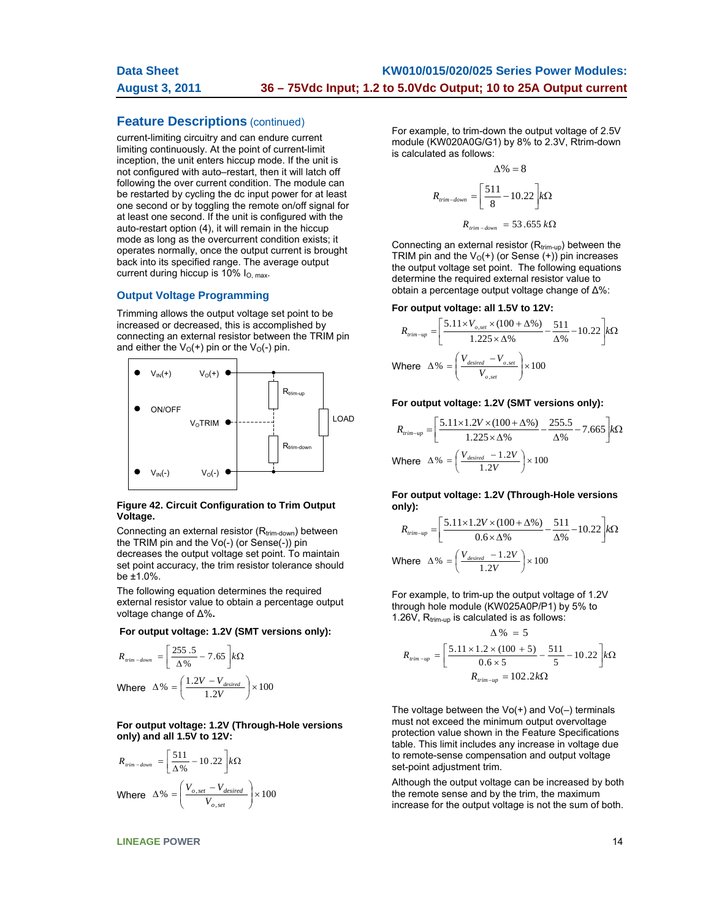## Feature Descriptions (continued)

current-limiting circuitry and can endure current limiting continuously. At the point of current-limit inception, the unit enters hiccup mode. If the unit is not configured with auto–restart, then it will latch off following the over current condition. The module can be restarted by cycling the dc input power for at least one second or by toggling the remote on/off signal for at least one second. If the unit is configured with the auto-restart option (4), it will remain in the hiccup mode as long as the overcurrent condition exists; it operates normally, once the output current is brought back into its specified range. The average output current during hiccup is 10% $I_{O,\ max}$.

### Output Voltage Programming

Trimming allows the output voltage set point to be increased or decreased, this is accomplished by connecting an external resistor between the TRIM pin and either the $V_O(+)$ pin or the $V_O(-)$ pin.

**Figure 42. Circuit Configuration to Trim Output Voltage.**

Connecting an external resistor ($R_{trim-down}$) between the TRIM pin and the Vo(-) (or Sense(-)) pin decreases the output voltage set point. To maintain set point accuracy, the trim resistor tolerance should be ±1.0%.

The following equation determines the required external resistor value to obtain a percentage output voltage change of Δ%.

**For output voltage: 1.2V (SMT versions only):**

$$R_{trim-down} = \left[\frac{255.5}{\Delta\%} - 7.65\right] k\Omega$$

Where $\Delta\% = \left(\frac{1.2V - V_{desired}}{1.2V}\right) \times 100$

**For output voltage: 1.2V (Through-Hole versions only) and all 1.5V to 12V:**

$$R_{trim-down} = \left[\frac{511}{\Delta\%} - 10.22\right] k\Omega$$

Where $\Delta\% = \left(\frac{V_{o,set} - V_{desired}}{V_{o,set}}\right) \times 100$

For example, to trim-down the output voltage of 2.5V module (KW020A0G/G1) by 8% to 2.3V, Rtrim-down is calculated as follows:

$$\Delta\% = 8$$

$$R_{trim-down} = \left[\frac{511}{8} - 10.22\right] k\Omega$$

$$R_{trim-down} = 53.655\ k\Omega$$

Connecting an external resistor ($R_{trim-up}$) between the TRIM pin and the $V_O(+)$ (or Sense (+)) pin increases the output voltage set point. The following equations determine the required external resistor value to obtain a percentage output voltage change of Δ%:

**For output voltage: all 1.5V to 12V:**

$$R_{trim-up} = \left[\frac{5.11 \times V_{o,set} \times (100 + \Delta\%)}{1.225 \times \Delta\%} - \frac{511}{\Delta\%} - 10.22\right] k\Omega$$

Where $\Delta\% = \left(\frac{V_{desired} - V_{o,set}}{V_{o,set}}\right) \times 100$

**For output voltage: 1.2V (SMT versions only):**

$$R_{trim-up} = \left[\frac{5.11 \times 1.2V \times (100 + \Delta\%)}{1.225 \times \Delta\%} - \frac{255.5}{\Delta\%} - 7.665\right] k\Omega$$

Where $\Delta\% = \left(\frac{V_{desired} - 1.2V}{1.2V}\right) \times 100$

**For output voltage: 1.2V (Through-Hole versions only):**

$$R_{trim-up} = \left[\frac{5.11 \times 1.2V \times (100 + \Delta\%)}{0.6 \times \Delta\%} - \frac{511}{\Delta\%} - 10.22\right] k\Omega$$

Where $\Delta\% = \left(\frac{V_{desired} - 1.2V}{1.2V}\right) \times 100$

For example, to trim-up the output voltage of 1.2V through hole module (KW025A0P/P1) by 5% to 1.26V, $R_{trim-up}$ is calculated is as follows:

$$\Delta\% = 5$$

$$R_{trim-up} = \left[\frac{5.11 \times 1.2 \times (100 + 5)}{0.6 \times 5} - \frac{511}{5} - 10.22\right] k\Omega$$

$$R_{trim-up} = 102.2 k\Omega$$

The voltage between the Vo(+) and Vo(–) terminals must not exceed the minimum output overvoltage protection value shown in the Feature Specifications table. This limit includes any increase in voltage due to remote-sense compensation and output voltage set-point adjustment trim.

Although the output voltage can be increased by both the remote sense and by the trim, the maximum increase for the output voltage is not the sum of both.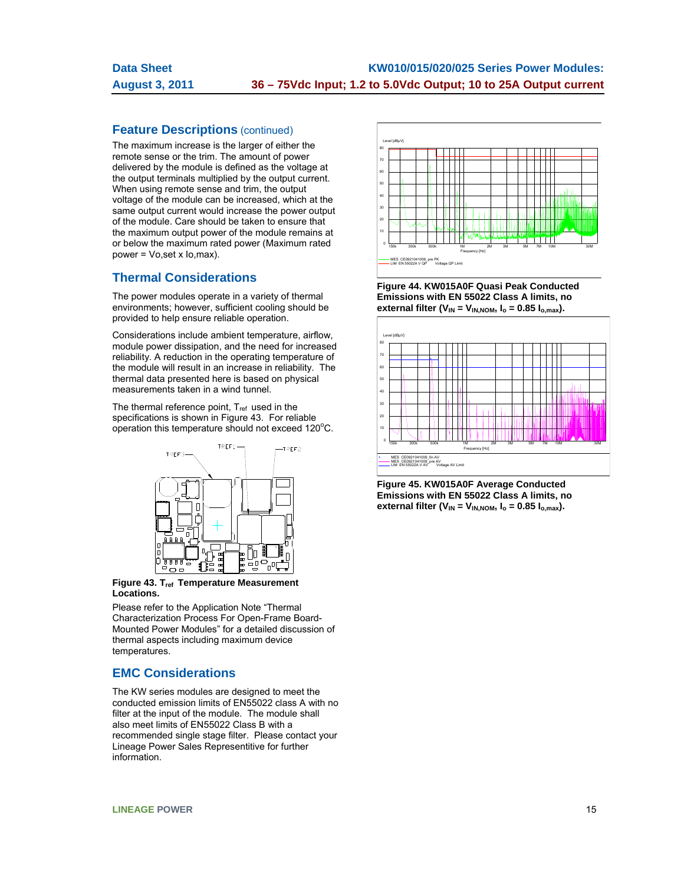## Feature Descriptions (continued)

The maximum increase is the larger of either the remote sense or the trim. The amount of power delivered by the module is defined as the voltage at the output terminals multiplied by the output current. When using remote sense and trim, the output voltage of the module can be increased, which at the same output current would increase the power output of the module. Care should be taken to ensure that the maximum output power of the module remains at or below the maximum rated power (Maximum rated power = Vo,set x Io,max).

## Thermal Considerations

The power modules operate in a variety of thermal environments; however, sufficient cooling should be provided to help ensure reliable operation.

Considerations include ambient temperature, airflow, module power dissipation, and the need for increased reliability. A reduction in the operating temperature of the module will result in an increase in reliability. The thermal data presented here is based on physical measurements taken in a wind tunnel.

The thermal reference point, $T_{ref}$ used in the specifications is shown in Figure 43. For reliable operation this temperature should not exceed 120°C.

**Figure 43. $T_{ref}$ Temperature Measurement Locations.**

Please refer to the Application Note "Thermal Characterization Process For Open-Frame Board-Mounted Power Modules" for a detailed discussion of thermal aspects including maximum device temperatures.

## EMC Considerations

The KW series modules are designed to meet the conducted emission limits of EN55022 class A with no filter at the input of the module. The module shall also meet limits of EN55022 Class B with a recommended single stage filter. Please contact your Lineage Power Sales Representitive for further information.

**Figure 44. KW015A0F Quasi Peak Conducted Emissions with EN 55022 Class A limits, no external filter ($V_{IN} = V_{IN,NOM}$, $I_o = 0.85\ I_{o,max}$).**

**Figure 45. KW015A0F Average Conducted Emissions with EN 55022 Class A limits, no external filter ($V_{IN} = V_{IN,NOM}$, $I_o = 0.85\ I_{o,max}$).**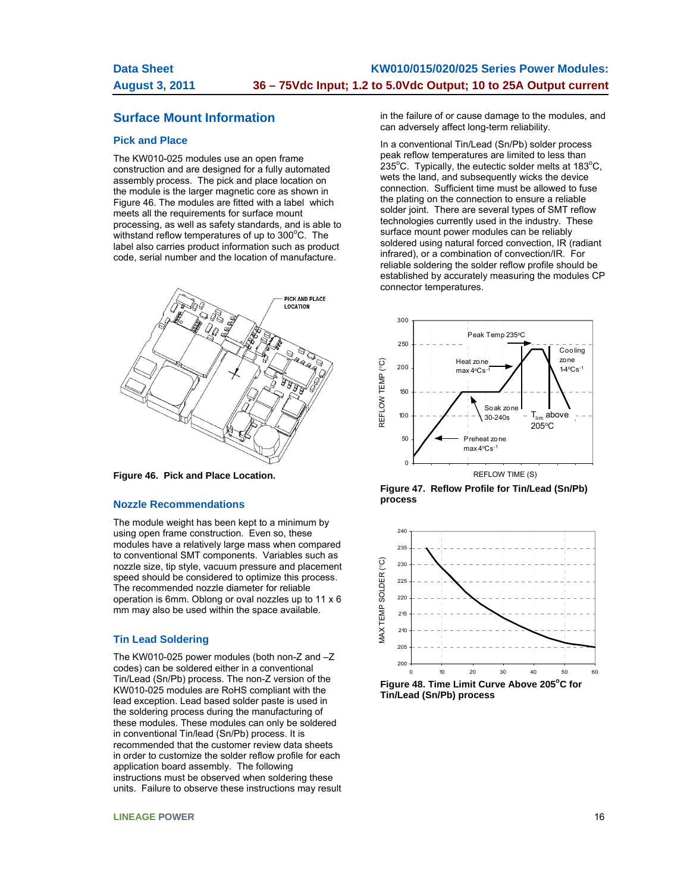## Surface Mount Information

### Pick and Place

The KW010-025 modules use an open frame construction and are designed for a fully automated assembly process. The pick and place location on the module is the larger magnetic core as shown in Figure 46. The modules are fitted with a label which meets all the requirements for surface mount processing, as well as safety standards, and is able to withstand reflow temperatures of up to 300°C. The label also carries product information such as product code, serial number and the location of manufacture.

**Figure 46. Pick and Place Location.**

### Nozzle Recommendations

The module weight has been kept to a minimum by using open frame construction. Even so, these modules have a relatively large mass when compared to conventional SMT components. Variables such as nozzle size, tip style, vacuum pressure and placement speed should be considered to optimize this process. The recommended nozzle diameter for reliable operation is 6mm. Oblong or oval nozzles up to 11 x 6 mm may also be used within the space available.

### Tin Lead Soldering

The KW010-025 power modules (both non-Z and –Z codes) can be soldered either in a conventional Tin/Lead (Sn/Pb) process. The non-Z version of the KW010-025 modules are RoHS compliant with the lead exception. Lead based solder paste is used in the soldering process during the manufacturing of these modules. These modules can only be soldered in conventional Tin/lead (Sn/Pb) process. It is recommended that the customer review data sheets in order to customize the solder reflow profile for each application board assembly. The following instructions must be observed when soldering these units. Failure to observe these instructions may result in the failure of or cause damage to the modules, and can adversely affect long-term reliability.

In a conventional Tin/Lead (Sn/Pb) solder process peak reflow temperatures are limited to less than 235°C. Typically, the eutectic solder melts at 183°C, wets the land, and subsequently wicks the device connection. Sufficient time must be allowed to fuse the plating on the connection to ensure a reliable solder joint. There are several types of SMT reflow technologies currently used in the industry. These surface mount power modules can be reliably soldered using natural forced convection, IR (radiant infrared), or a combination of convection/IR. For reliable soldering the solder reflow profile should be established by accurately measuring the modules CP connector temperatures.

**Figure 47. Reflow Profile for Tin/Lead (Sn/Pb) process**

**Figure 48. Time Limit Curve Above 205°C for Tin/Lead (Sn/Pb) process**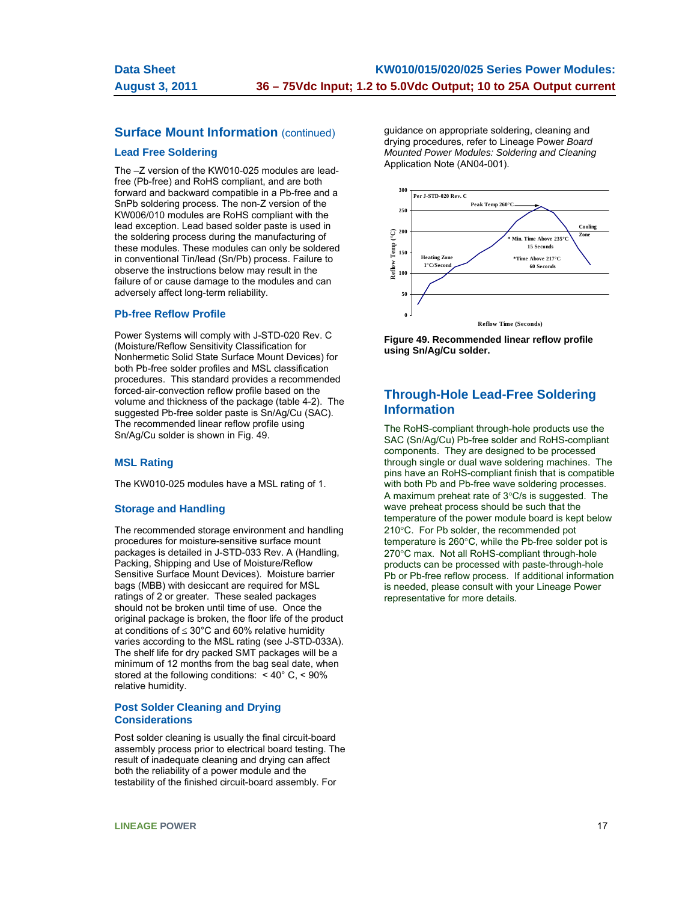## Surface Mount Information (continued)

### Lead Free Soldering

The –Z version of the KW010-025 modules are lead-free (Pb-free) and RoHS compliant, and are both forward and backward compatible in a Pb-free and a SnPb soldering process. The non-Z version of the KW006/010 modules are RoHS compliant with the lead exception. Lead based solder paste is used in the soldering process during the manufacturing of these modules. These modules can only be soldered in conventional Tin/lead (Sn/Pb) process. Failure to observe the instructions below may result in the failure of or cause damage to the modules and can adversely affect long-term reliability.

### Pb-free Reflow Profile

Power Systems will comply with J-STD-020 Rev. C (Moisture/Reflow Sensitivity Classification for Nonhermetic Solid State Surface Mount Devices) for both Pb-free solder profiles and MSL classification procedures. This standard provides a recommended forced-air-convection reflow profile based on the volume and thickness of the package (table 4-2). The suggested Pb-free solder paste is Sn/Ag/Cu (SAC). The recommended linear reflow profile using Sn/Ag/Cu solder is shown in Fig. 49.

### MSL Rating

The KW010-025 modules have a MSL rating of 1.

### Storage and Handling

The recommended storage environment and handling procedures for moisture-sensitive surface mount packages is detailed in J-STD-033 Rev. A (Handling, Packing, Shipping and Use of Moisture/Reflow Sensitive Surface Mount Devices). Moisture barrier bags (MBB) with desiccant are required for MSL ratings of 2 or greater. These sealed packages should not be broken until time of use. Once the original package is broken, the floor life of the product at conditions of ≤ 30°C and 60% relative humidity varies according to the MSL rating (see J-STD-033A). The shelf life for dry packed SMT packages will be a minimum of 12 months from the bag seal date, when stored at the following conditions: < 40° C, < 90% relative humidity.

### Post Solder Cleaning and Drying Considerations

Post solder cleaning is usually the final circuit-board assembly process prior to electrical board testing. The result of inadequate cleaning and drying can affect both the reliability of a power module and the testability of the finished circuit-board assembly. For guidance on appropriate soldering, cleaning and drying procedures, refer to Lineage Power *Board Mounted Power Modules: Soldering and Cleaning* Application Note (AN04-001).

**Figure 49. Recommended linear reflow profile using Sn/Ag/Cu solder.**

## Through-Hole Lead-Free Soldering Information

The RoHS-compliant through-hole products use the SAC (Sn/Ag/Cu) Pb-free solder and RoHS-compliant components. They are designed to be processed through single or dual wave soldering machines. The pins have an RoHS-compliant finish that is compatible with both Pb and Pb-free wave soldering processes. A maximum preheat rate of 3°C/s is suggested. The wave preheat process should be such that the temperature of the power module board is kept below 210°C. For Pb solder, the recommended pot temperature is 260°C, while the Pb-free solder pot is 270°C max. Not all RoHS-compliant through-hole products can be processed with paste-through-hole Pb or Pb-free reflow process. If additional information is needed, please consult with your Lineage Power representative for more details.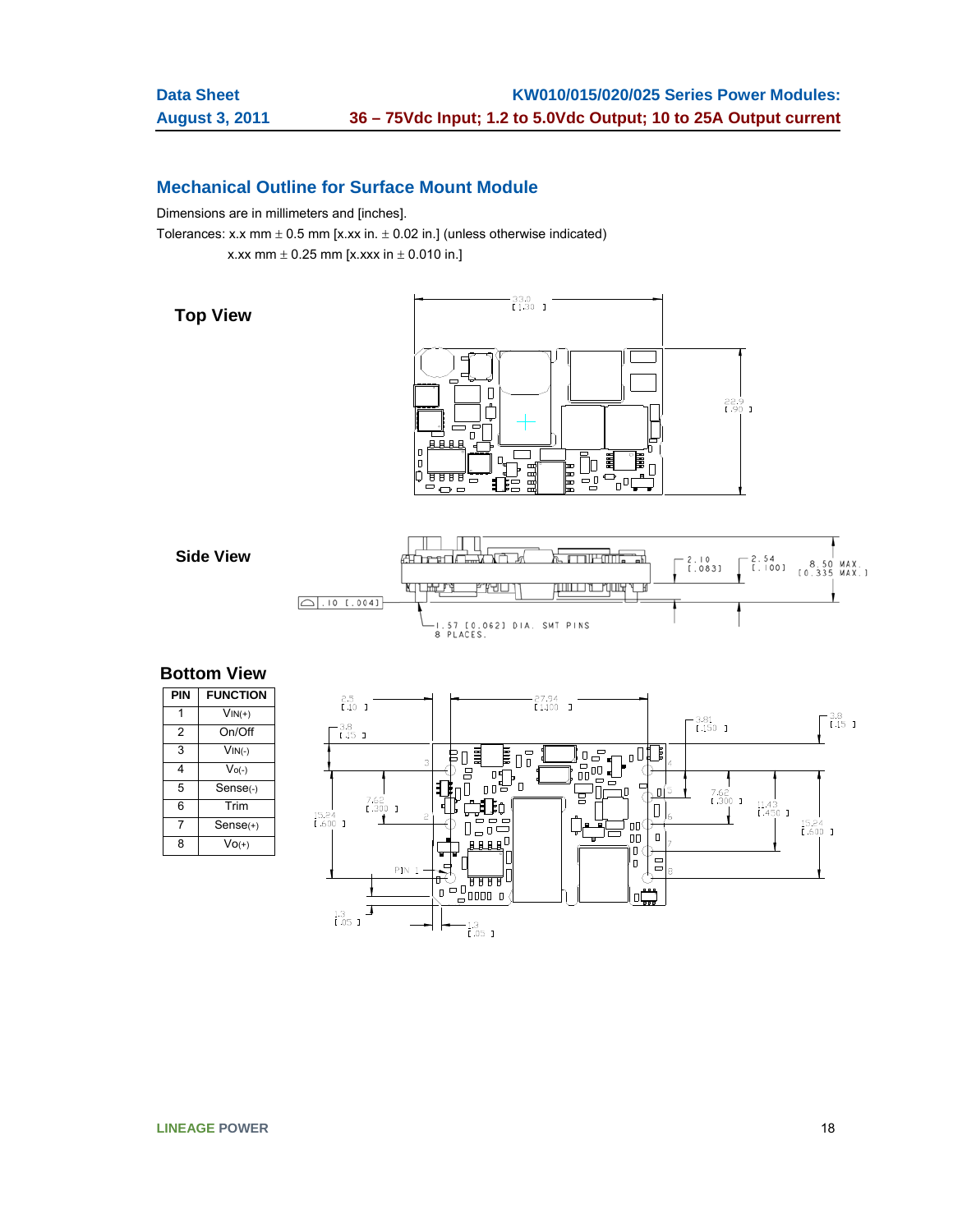## Mechanical Outline for Surface Mount Module

Dimensions are in millimeters and [inches].

Tolerances: x.x mm ± 0.5 mm [x.xx in. ± 0.02 in.] (unless otherwise indicated)

x.xx mm ± 0.25 mm [x.xxx in ± 0.010 in.]

### Top View

33.0 [1.30]

22.9 [.90]

### Side View

.10 [.004]

2.10 [.083]

2.54 [.100]

8.50 MAX. [0.335 MAX.]

1.57 [0.062] DIA. SMT PINS 8 PLACES.

### Bottom View

| PIN | FUNCTION |
|---|---|
| 1 | VIN(+) |
| 2 | On/Off |
| 3 | VIN(-) |
| 4 | Vo(-) |
| 5 | Sense(-) |
| 6 | Trim |
| 7 | Sense(+) |
| 8 | Vo(+) |

2.5 [.10]

27.94 [1.100]

3.8 [.15]

3.81 [.150]

3.8 [.15]

7.62 [.300]

15.24 [.600]

7.62 [.300]

11.43 [.450]

15.24 [.600]

PIN 1

1.3 [.05]

1.3 [.05]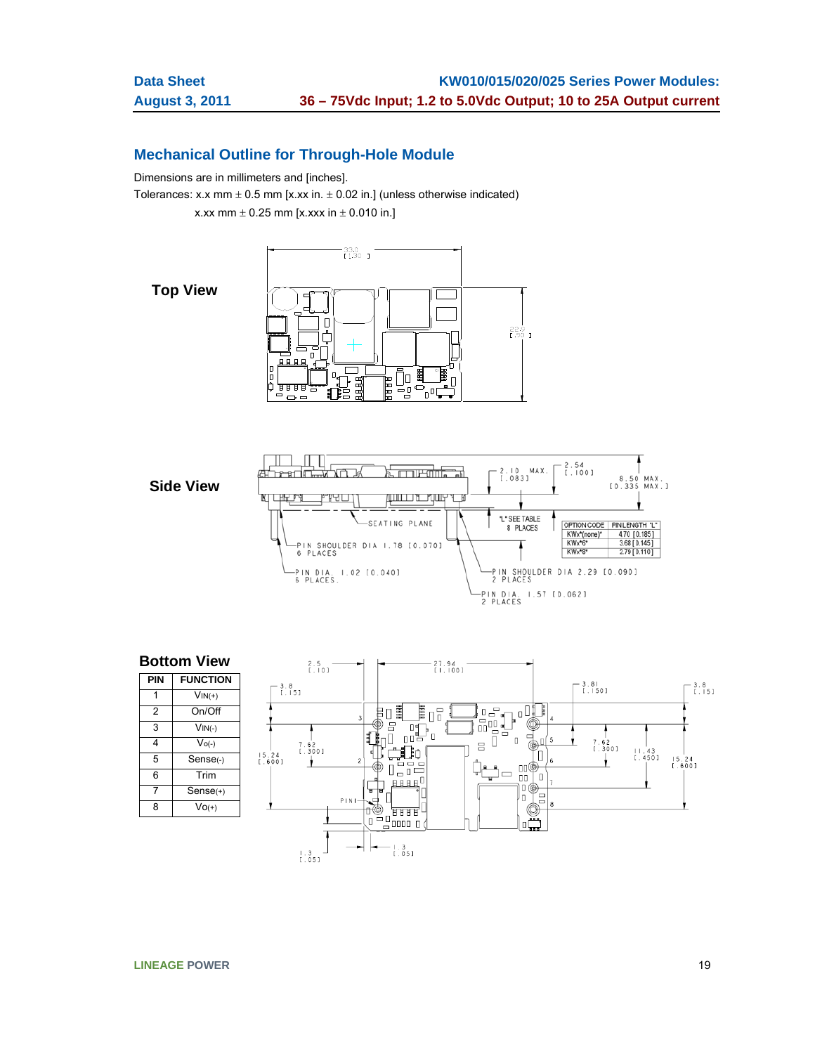## Mechanical Outline for Through-Hole Module

Dimensions are in millimeters and [inches].

Tolerances: x.x mm ± 0.5 mm [x.xx in. ± 0.02 in.] (unless otherwise indicated)

x.xx mm ± 0.25 mm [x.xxx in ± 0.010 in.]

**Top View**

**Side View**

| OPTION CODE | PIN LENGTH "L" |
|---|---|
| KWx*(none)* | 4.70 [0.185] |
| KWx*6* | 3.68 [0.145] |
| KWx*8* | 2.79 [0.110] |

**Bottom View**

| PIN | FUNCTION |
|---|---|
| 1 | VIN(+) |
| 2 | On/Off |
| 3 | VIN(-) |
| 4 | Vo(-) |
| 5 | Sense(-) |
| 6 | Trim |
| 7 | Sense(+) |
| 8 | Vo(+) |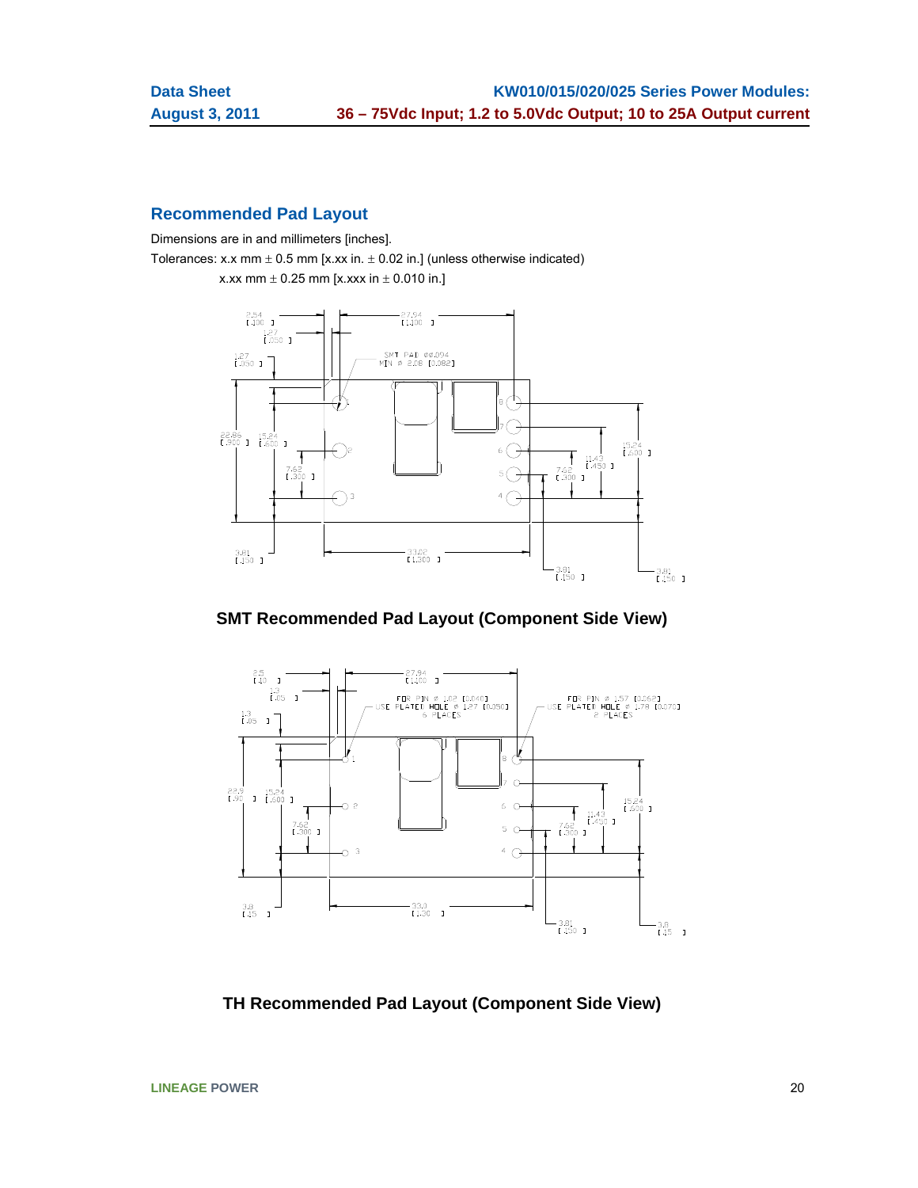## Recommended Pad Layout

Dimensions are in millimeters [inches].

Tolerances: x.x mm ± 0.5 mm [x.xx in. ± 0.02 in.] (unless otherwise indicated)

x.xx mm ± 0.25 mm [x.xxx in ± 0.010 in.]

**SMT Recommended Pad Layout (Component Side View)**

**TH Recommended Pad Layout (Component Side View)**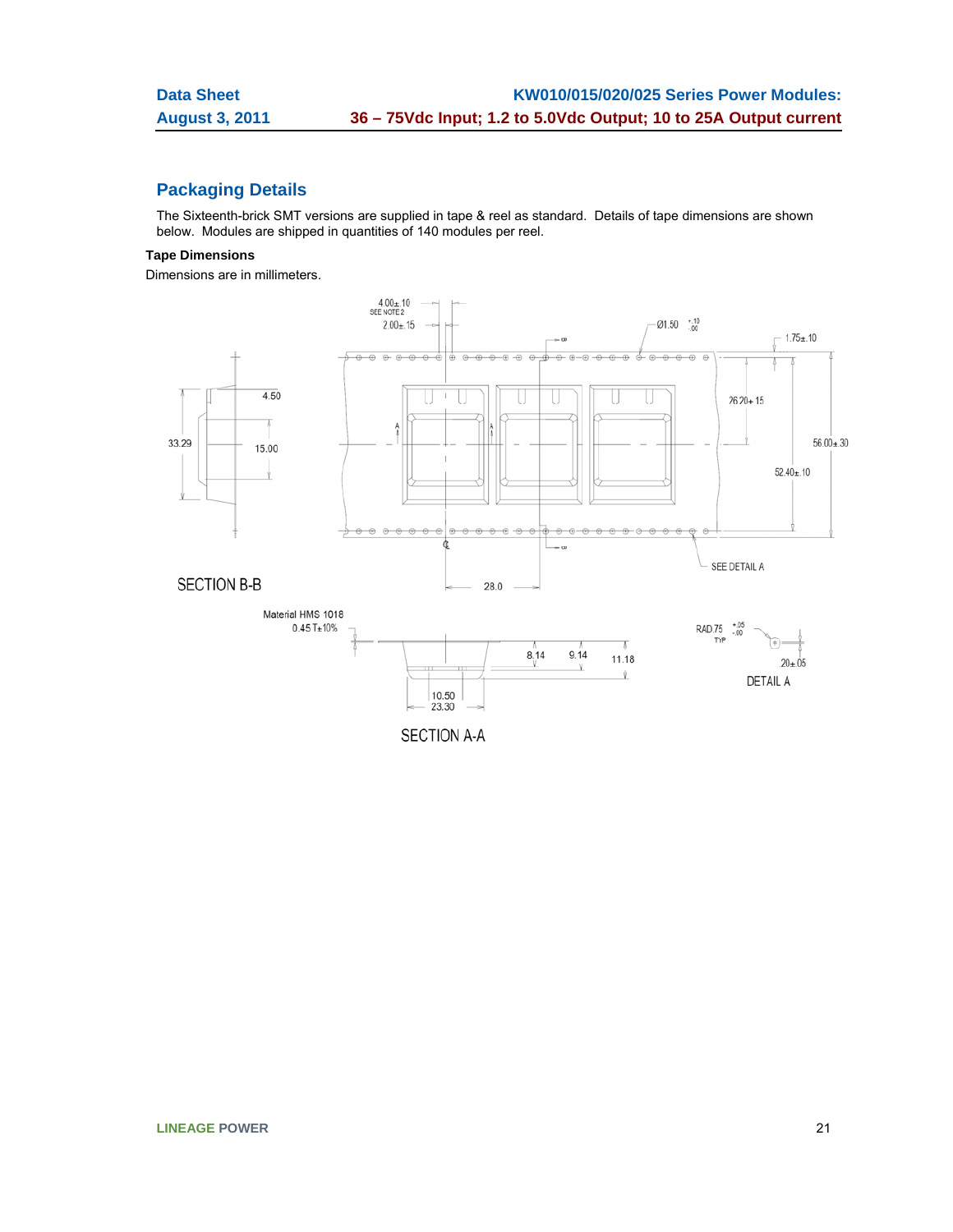## Packaging Details

The Sixteenth-brick SMT versions are supplied in tape & reel as standard. Details of tape dimensions are shown below. Modules are shipped in quantities of 140 modules per reel.

**Tape Dimensions**

Dimensions are in millimeters.

4.00±.10
SEE NOTE 2
2.00±.15
Ø1.50 +.10/-.00
1.75±.10
26.20±.15
56.00±.30
52.40±.10
33.29
4.50
15.00
SEE DETAIL A
28.0

SECTION B-B

Material HMS 1018
0.45 T±10%
8.14
9.14
11.18
10.50
23.30

SECTION A-A

RAD.75 +.05/-.00 TYP
.20±.05

DETAIL A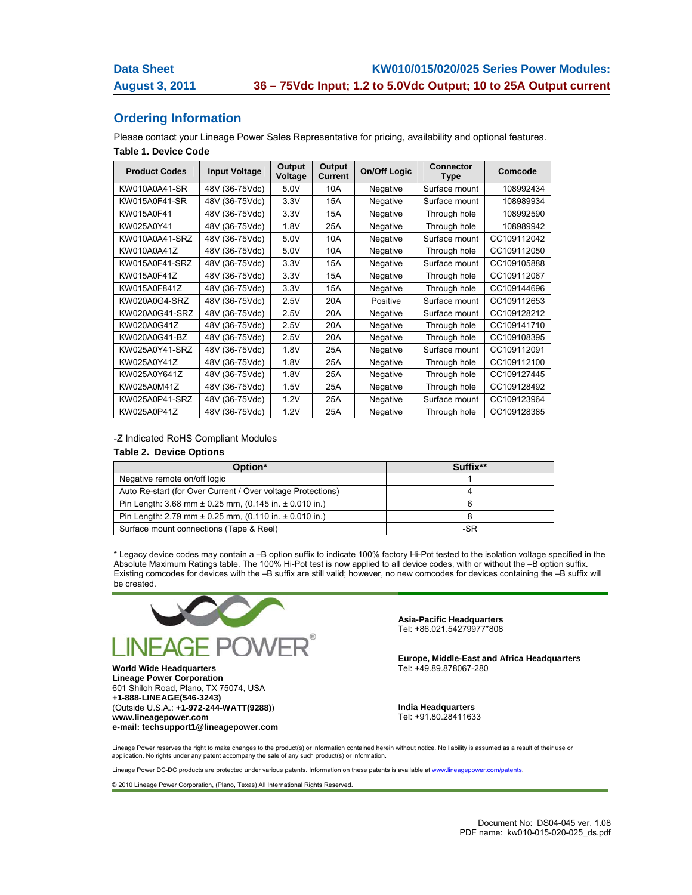## Ordering Information

Please contact your Lineage Power Sales Representative for pricing, availability and optional features.

**Table 1. Device Code**

| Product Codes | Input Voltage | Output Voltage | Output Current | On/Off Logic | Connector Type | Comcode |
|---|---|---|---|---|---|---|
| KW010A0A41-SR | 48V (36-75Vdc) | 5.0V | 10A | Negative | Surface mount | 108992434 |
| KW015A0F41-SR | 48V (36-75Vdc) | 3.3V | 15A | Negative | Surface mount | 108989934 |
| KW015A0F41 | 48V (36-75Vdc) | 3.3V | 15A | Negative | Through hole | 108992590 |
| KW025A0Y41 | 48V (36-75Vdc) | 1.8V | 25A | Negative | Through hole | 108989942 |
| KW010A0A41-SRZ | 48V (36-75Vdc) | 5.0V | 10A | Negative | Surface mount | CC109112042 |
| KW010A0A41Z | 48V (36-75Vdc) | 5.0V | 10A | Negative | Through hole | CC109112050 |
| KW015A0F41-SRZ | 48V (36-75Vdc) | 3.3V | 15A | Negative | Surface mount | CC109105888 |
| KW015A0F41Z | 48V (36-75Vdc) | 3.3V | 15A | Negative | Through hole | CC109112067 |
| KW015A0F841Z | 48V (36-75Vdc) | 3.3V | 15A | Negative | Through hole | CC109144696 |
| KW020A0G4-SRZ | 48V (36-75Vdc) | 2.5V | 20A | Positive | Surface mount | CC109112653 |
| KW020A0G41-SRZ | 48V (36-75Vdc) | 2.5V | 20A | Negative | Surface mount | CC109128212 |
| KW020A0G41Z | 48V (36-75Vdc) | 2.5V | 20A | Negative | Through hole | CC109141710 |
| KW020A0G41-BZ | 48V (36-75Vdc) | 2.5V | 20A | Negative | Through hole | CC109108395 |
| KW025A0Y41-SRZ | 48V (36-75Vdc) | 1.8V | 25A | Negative | Surface mount | CC109112091 |
| KW025A0Y41Z | 48V (36-75Vdc) | 1.8V | 25A | Negative | Through hole | CC109112100 |
| KW025A0Y641Z | 48V (36-75Vdc) | 1.8V | 25A | Negative | Through hole | CC109127445 |
| KW025A0M41Z | 48V (36-75Vdc) | 1.5V | 25A | Negative | Through hole | CC109128492 |
| KW025A0P41-SRZ | 48V (36-75Vdc) | 1.2V | 25A | Negative | Surface mount | CC109123964 |
| KW025A0P41Z | 48V (36-75Vdc) | 1.2V | 25A | Negative | Through hole | CC109128385 |

-Z Indicated RoHS Compliant Modules

**Table 2. Device Options**

| Option* | Suffix** |
|---|---|
| Negative remote on/off logic | 1 |
| Auto Re-start (for Over Current / Over voltage Protections) | 4 |
| Pin Length: 3.68 mm ± 0.25 mm, (0.145 in. ± 0.010 in.) | 6 |
| Pin Length: 2.79 mm ± 0.25 mm, (0.110 in. ± 0.010 in.) | 8 |
| Surface mount connections (Tape & Reel) | -SR |

* Legacy device codes may contain a –B option suffix to indicate 100% factory Hi-Pot tested to the isolation voltage specified in the Absolute Maximum Ratings table. The 100% Hi-Pot test is now applied to all device codes, with or without the –B option suffix. Existing comcodes for devices with the –B suffix are still valid; however, no new comcodes for devices containing the –B suffix will be created.

LINEAGE POWER®

**World Wide Headquarters**
**Lineage Power Corporation**
601 Shiloh Road, Plano, TX 75074, USA
**+1-888-LINEAGE(546-3243)**
(Outside U.S.A.: **+1-972-244-WATT(9288)**)
**www.lineagepower.com**
**e-mail: techsupport1@lineagepower.com**

**Asia-Pacific Headquarters**
Tel: +86.021.54279977*808

**Europe, Middle-East and Africa Headquarters**
Tel: +49.89.878067-280

**India Headquarters**
Tel: +91.80.28411633

Lineage Power reserves the right to make changes to the product(s) or information contained herein without notice. No liability is assumed as a result of their use or application. No rights under any patent accompany the sale of any such product(s) or information.

Lineage Power DC-DC products are protected under various patents. Information on these patents is available at www.lineagepower.com/patents.

© 2010 Lineage Power Corporation, (Plano, Texas) All International Rights Reserved.

Document No: DS04-045 ver. 1.08
PDF name: kw010-015-020-025_ds.pdf